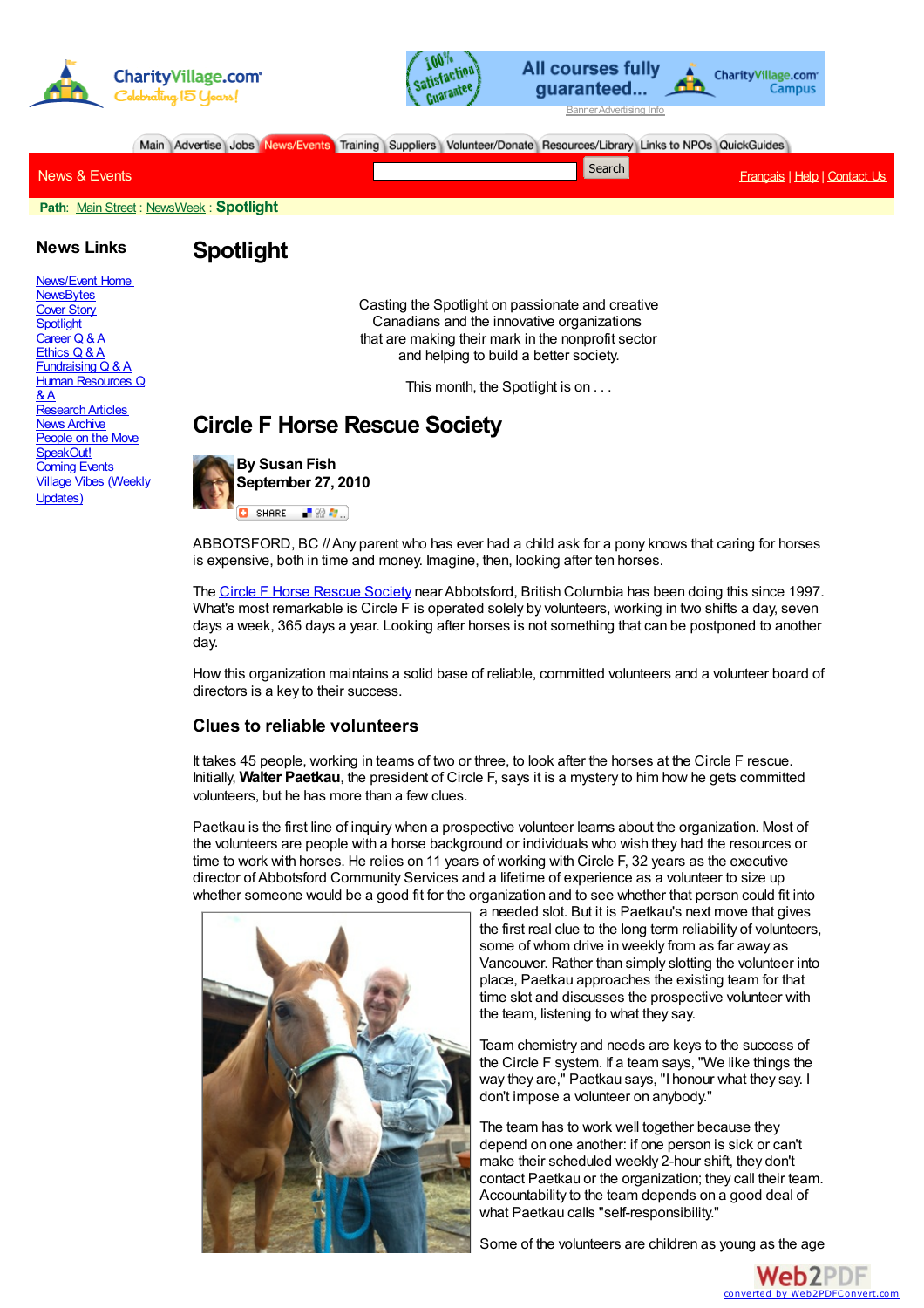CharityVillage.com
Celebrating 15 Years!

Main | Advertise | Jobs | News/Events | Training | Suppliers | Volunteer/Donate | Resources/Library | Links to NPOs | QuickGuides

News & Events

Français | Help | Contact Us

Path: Main Street : NewsWeek : **Spotlight**

### News Links

- News/Event Home
- NewsBytes
- Cover Story
- Spotlight
- Career Q & A
- Ethics Q & A
- Fundraising Q & A
- Human Resources Q & A
- Research Articles
- News Archive
- People on the Move
- SpeakOut!
- Coming Events
- Village Vibes (Weekly Updates)

# Spotlight

Casting the Spotlight on passionate and creative Canadians and the innovative organizations that are making their mark in the nonprofit sector and helping to build a better society.

This month, the Spotlight is on . . .

## Circle F Horse Rescue Society

**By Susan Fish**
**September 27, 2010**

ABBOTSFORD, BC // Any parent who has ever had a child ask for a pony knows that caring for horses is expensive, both in time and money. Imagine, then, looking after ten horses.

The Circle F Horse Rescue Society near Abbotsford, British Columbia has been doing this since 1997. What's most remarkable is Circle F is operated solely by volunteers, working in two shifts a day, seven days a week, 365 days a year. Looking after horses is not something that can be postponed to another day.

How this organization maintains a solid base of reliable, committed volunteers and a volunteer board of directors is a key to their success.

### Clues to reliable volunteers

It takes 45 people, working in teams of two or three, to look after the horses at the Circle F rescue. Initially, **Walter Paetkau**, the president of Circle F, says it is a mystery to him how he gets committed volunteers, but he has more than a few clues.

Paetkau is the first line of inquiry when a prospective volunteer learns about the organization. Most of the volunteers are people with a horse background or individuals who wish they had the resources or time to work with horses. He relies on 11 years of working with Circle F, 32 years as the executive director of Abbotsford Community Services and a lifetime of experience as a volunteer to size up whether someone would be a good fit for the organization and to see whether that person could fit into a needed slot. But it is Paetkau's next move that gives the first real clue to the long term reliability of volunteers, some of whom drive in weekly from as far away as Vancouver. Rather than simply slotting the volunteer into place, Paetkau approaches the existing team for that time slot and discusses the prospective volunteer with the team, listening to what they say.

Team chemistry and needs are keys to the success of the Circle F system. If a team says, "We like things the way they are," Paetkau says, "I honour what they say. I don't impose a volunteer on anybody."

The team has to work well together because they depend on one another: if one person is sick or can't make their scheduled weekly 2-hour shift, they don't contact Paetkau or the organization; they call their team. Accountability to the team depends on a good deal of what Paetkau calls "self-responsibility."

Some of the volunteers are children as young as the age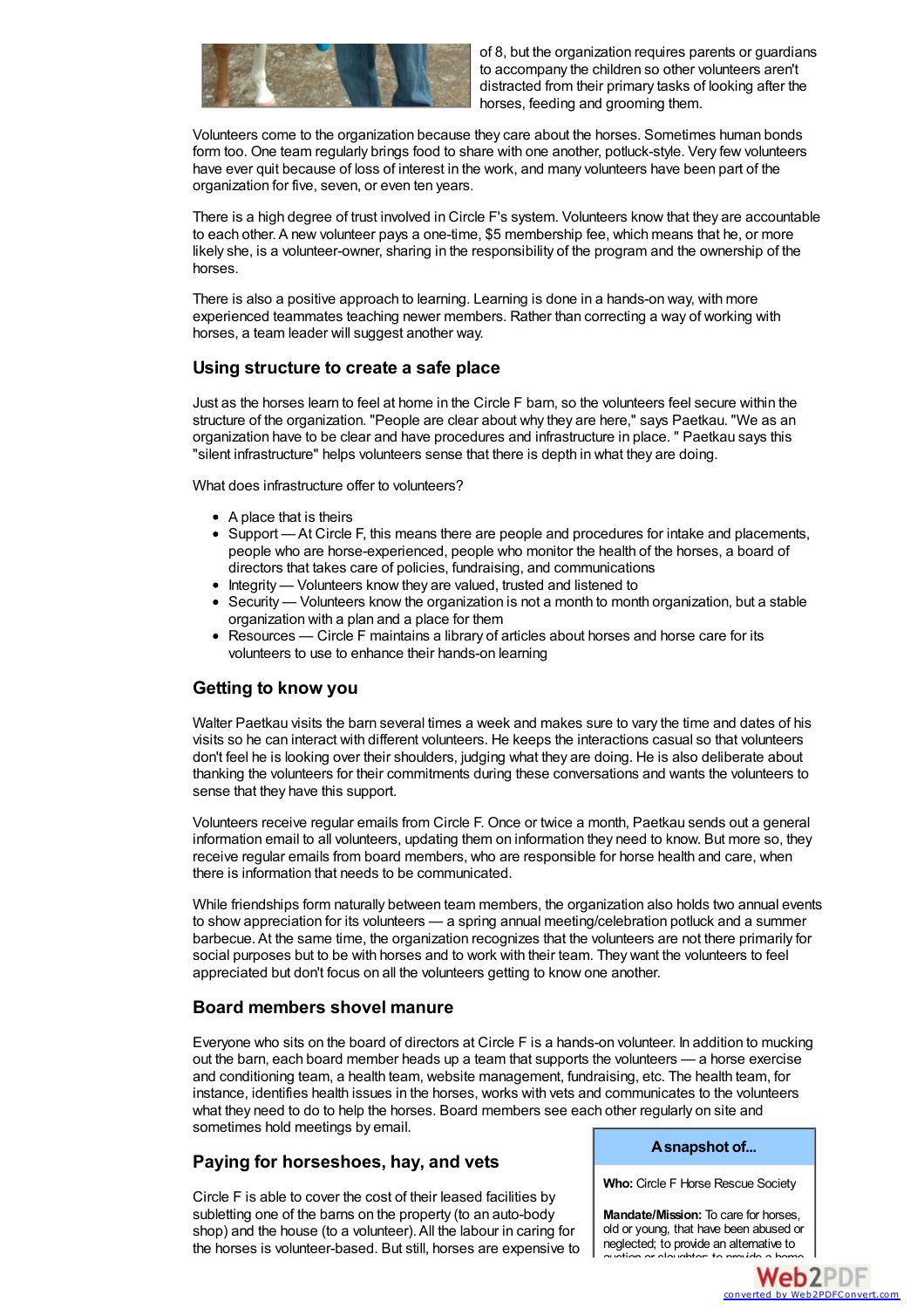of 8, but the organization requires parents or guardians to accompany the children so other volunteers aren't distracted from their primary tasks of looking after the horses, feeding and grooming them.

Volunteers come to the organization because they care about the horses. Sometimes human bonds form too. One team regularly brings food to share with one another, potluck-style. Very few volunteers have ever quit because of loss of interest in the work, and many volunteers have been part of the organization for five, seven, or even ten years.

There is a high degree of trust involved in Circle F's system. Volunteers know that they are accountable to each other. A new volunteer pays a one-time, $5 membership fee, which means that he, or more likely she, is a volunteer-owner, sharing in the responsibility of the program and the ownership of the horses.

There is also a positive approach to learning. Learning is done in a hands-on way, with more experienced teammates teaching newer members. Rather than correcting a way of working with horses, a team leader will suggest another way.

## Using structure to create a safe place

Just as the horses learn to feel at home in the Circle F barn, so the volunteers feel secure within the structure of the organization. "People are clear about why they are here," says Paetkau. "We as an organization have to be clear and have procedures and infrastructure in place. " Paetkau says this "silent infrastructure" helps volunteers sense that there is depth in what they are doing.

What does infrastructure offer to volunteers?

- A place that is theirs
- Support — At Circle F, this means there are people and procedures for intake and placements, people who are horse-experienced, people who monitor the health of the horses, a board of directors that takes care of policies, fundraising, and communications
- Integrity — Volunteers know they are valued, trusted and listened to
- Security — Volunteers know the organization is not a month to month organization, but a stable organization with a plan and a place for them
- Resources — Circle F maintains a library of articles about horses and horse care for its volunteers to use to enhance their hands-on learning

## Getting to know you

Walter Paetkau visits the barn several times a week and makes sure to vary the time and dates of his visits so he can interact with different volunteers. He keeps the interactions casual so that volunteers don't feel he is looking over their shoulders, judging what they are doing. He is also deliberate about thanking the volunteers for their commitments during these conversations and wants the volunteers to sense that they have this support.

Volunteers receive regular emails from Circle F. Once or twice a month, Paetkau sends out a general information email to all volunteers, updating them on information they need to know. But more so, they receive regular emails from board members, who are responsible for horse health and care, when there is information that needs to be communicated.

While friendships form naturally between team members, the organization also holds two annual events to show appreciation for its volunteers — a spring annual meeting/celebration potluck and a summer barbecue. At the same time, the organization recognizes that the volunteers are not there primarily for social purposes but to be with horses and to work with their team. They want the volunteers to feel appreciated but don't focus on all the volunteers getting to know one another.

## Board members shovel manure

Everyone who sits on the board of directors at Circle F is a hands-on volunteer. In addition to mucking out the barn, each board member heads up a team that supports the volunteers — a horse exercise and conditioning team, a health team, website management, fundraising, etc. The health team, for instance, identifies health issues in the horses, works with vets and communicates to the volunteers what they need to do to help the horses. Board members see each other regularly on site and sometimes hold meetings by email.

## Paying for horseshoes, hay, and vets

Circle F is able to cover the cost of their leased facilities by subletting one of the barns on the property (to an auto-body shop) and the house (to a volunteer). All the labour in caring for the horses is volunteer-based. But still, horses are expensive to

**A snapshot of...**

**Who:** Circle F Horse Rescue Society

**Mandate/Mission:** To care for horses, old or young, that have been abused or neglected; to provide an alternative to auction or slaughter; to provide a home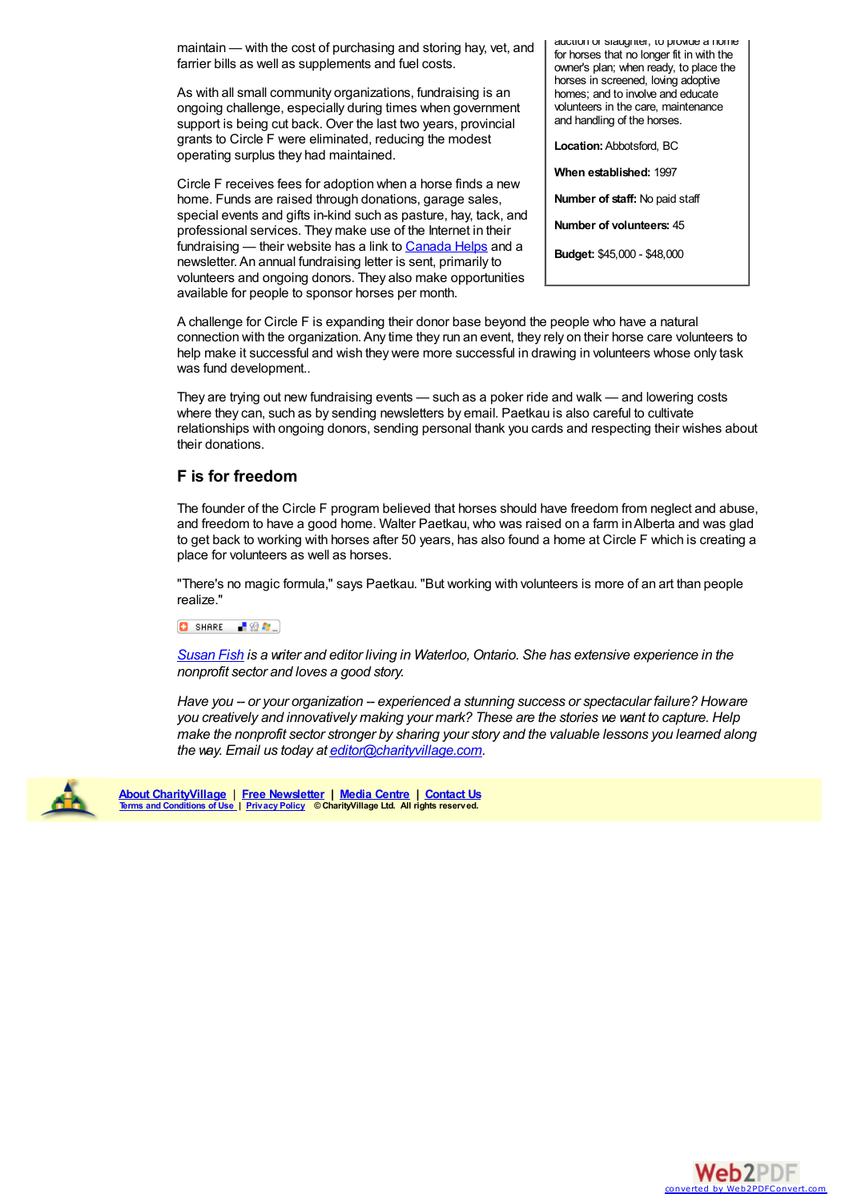maintain — with the cost of purchasing and storing hay, vet, and farrier bills as well as supplements and fuel costs.

As with all small community organizations, fundraising is an ongoing challenge, especially during times when government support is being cut back. Over the last two years, provincial grants to Circle F were eliminated, reducing the modest operating surplus they had maintained.

Circle F receives fees for adoption when a horse finds a new home. Funds are raised through donations, garage sales, special events and gifts in-kind such as pasture, hay, tack, and professional services. They make use of the Internet in their fundraising — their website has a link to Canada Helps and a newsletter. An annual fundraising letter is sent, primarily to volunteers and ongoing donors. They also make opportunities available for people to sponsor horses per month.

auction or slaughter; to provide a home for horses that no longer fit in with the owner's plan; when ready, to place the horses in screened, loving adoptive homes; and to involve and educate volunteers in the care, maintenance and handling of the horses.

**Location:** Abbotsford, BC

**When established:** 1997

**Number of staff:** No paid staff

**Number of volunteers:** 45

**Budget:** $45,000 - $48,000

A challenge for Circle F is expanding their donor base beyond the people who have a natural connection with the organization. Any time they run an event, they rely on their horse care volunteers to help make it successful and wish they were more successful in drawing in volunteers whose only task was fund development..

They are trying out new fundraising events — such as a poker ride and walk — and lowering costs where they can, such as by sending newsletters by email. Paetkau is also careful to cultivate relationships with ongoing donors, sending personal thank you cards and respecting their wishes about their donations.

## F is for freedom

The founder of the Circle F program believed that horses should have freedom from neglect and abuse, and freedom to have a good home. Walter Paetkau, who was raised on a farm in Alberta and was glad to get back to working with horses after 50 years, has also found a home at Circle F which is creating a place for volunteers as well as horses.

"There's no magic formula," says Paetkau. "But working with volunteers is more of an art than people realize."

*Susan Fish is a writer and editor living in Waterloo, Ontario. She has extensive experience in the nonprofit sector and loves a good story.*

*Have you -- or your organization -- experienced a stunning success or spectacular failure? How are you creatively and innovatively making your mark? These are the stories we want to capture. Help make the nonprofit sector stronger by sharing your story and the valuable lessons you learned along the way. Email us today at editor@charityvillage.com.*

About CharityVillage | Free Newsletter | Media Centre | Contact Us
Terms and Conditions of Use | Privacy Policy © CharityVillage Ltd. All rights reserved.